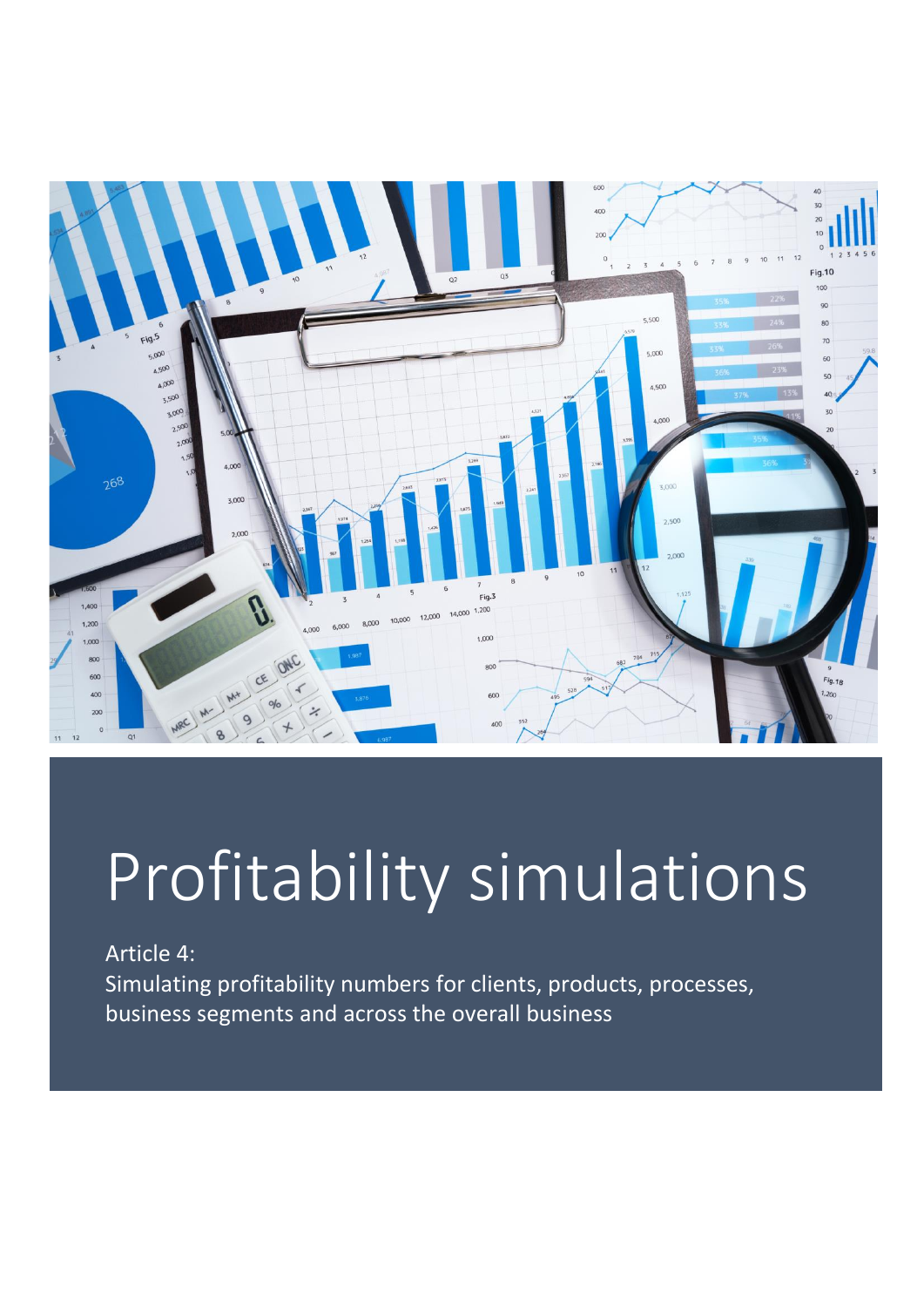# Profitability simulations

Article 4:
Simulating profitability numbers for clients, products, processes, business segments and across the overall business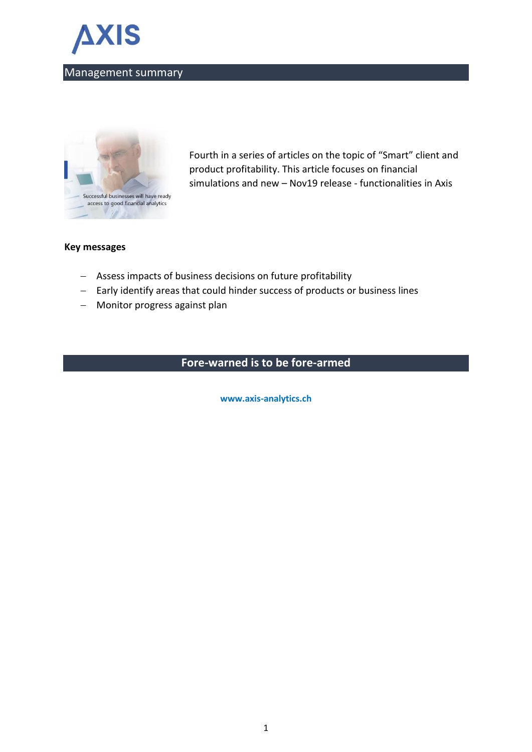AXIS

## Management summary

Successful businesses will have ready access to good financial analytics

Fourth in a series of articles on the topic of "Smart" client and product profitability. This article focuses on financial simulations and new – Nov19 release - functionalities in Axis

**Key messages**

- Assess impacts of business decisions on future profitability
- Early identify areas that could hinder success of products or business lines
- Monitor progress against plan

## Fore-warned is to be fore-armed

**www.axis-analytics.ch**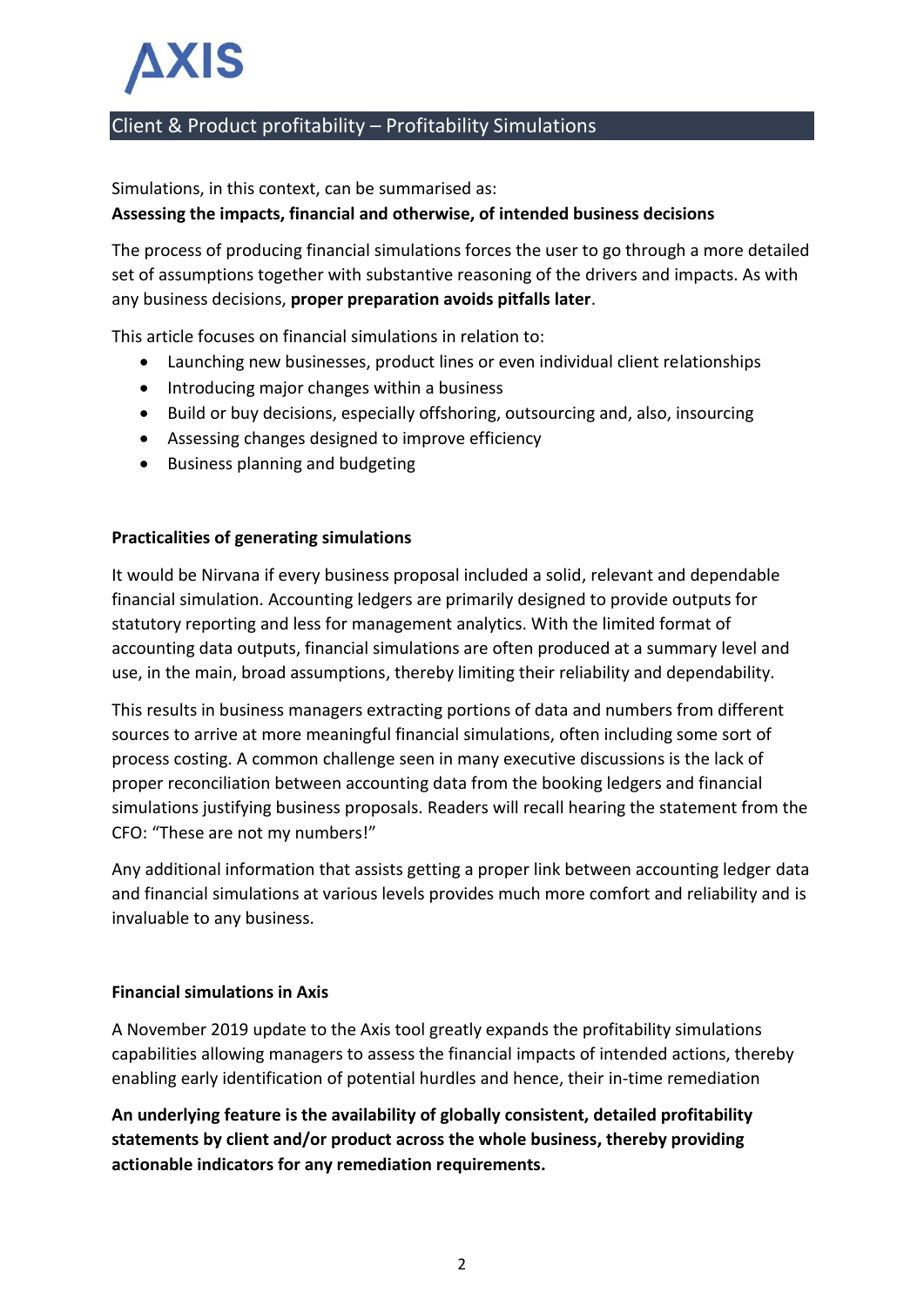# AXIS

## Client & Product profitability – Profitability Simulations

Simulations, in this context, can be summarised as:

**Assessing the impacts, financial and otherwise, of intended business decisions**

The process of producing financial simulations forces the user to go through a more detailed set of assumptions together with substantive reasoning of the drivers and impacts. As with any business decisions, **proper preparation avoids pitfalls later**.

This article focuses on financial simulations in relation to:

- Launching new businesses, product lines or even individual client relationships
- Introducing major changes within a business
- Build or buy decisions, especially offshoring, outsourcing and, also, insourcing
- Assessing changes designed to improve efficiency
- Business planning and budgeting

### Practicalities of generating simulations

It would be Nirvana if every business proposal included a solid, relevant and dependable financial simulation. Accounting ledgers are primarily designed to provide outputs for statutory reporting and less for management analytics. With the limited format of accounting data outputs, financial simulations are often produced at a summary level and use, in the main, broad assumptions, thereby limiting their reliability and dependability.

This results in business managers extracting portions of data and numbers from different sources to arrive at more meaningful financial simulations, often including some sort of process costing. A common challenge seen in many executive discussions is the lack of proper reconciliation between accounting data from the booking ledgers and financial simulations justifying business proposals. Readers will recall hearing the statement from the CFO: "These are not my numbers!"

Any additional information that assists getting a proper link between accounting ledger data and financial simulations at various levels provides much more comfort and reliability and is invaluable to any business.

### Financial simulations in Axis

A November 2019 update to the Axis tool greatly expands the profitability simulations capabilities allowing managers to assess the financial impacts of intended actions, thereby enabling early identification of potential hurdles and hence, their in-time remediation

**An underlying feature is the availability of globally consistent, detailed profitability statements by client and/or product across the whole business, thereby providing actionable indicators for any remediation requirements.**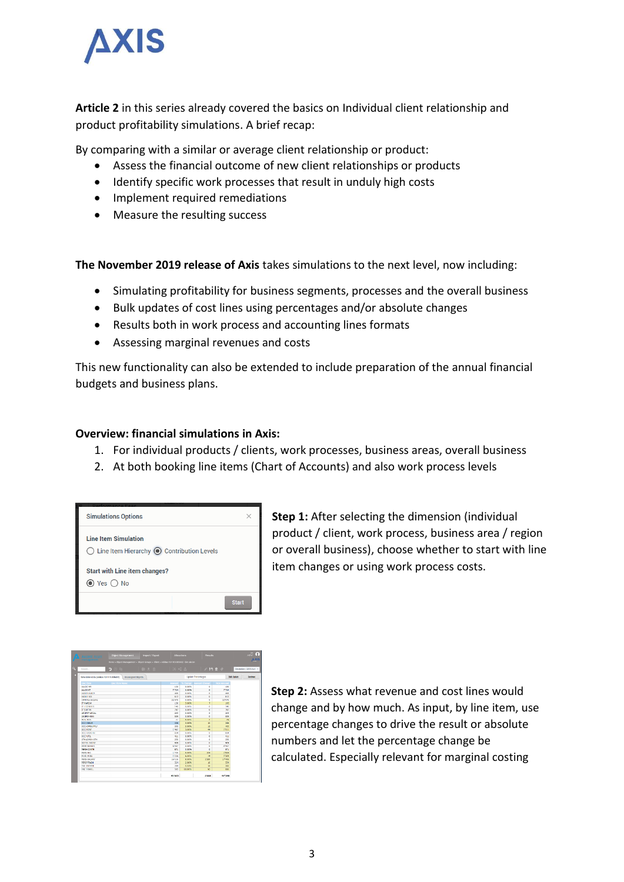**Article 2** in this series already covered the basics on Individual client relationship and product profitability simulations. A brief recap:

By comparing with a similar or average client relationship or product:

- Assess the financial outcome of new client relationships or products
- Identify specific work processes that result in unduly high costs
- Implement required remediations
- Measure the resulting success

**The November 2019 release of Axis** takes simulations to the next level, now including:

- Simulating profitability for business segments, processes and the overall business
- Bulk updates of cost lines using percentages and/or absolute changes
- Results both in work process and accounting lines formats
- Assessing marginal revenues and costs

This new functionality can also be extended to include preparation of the annual financial budgets and business plans.

**Overview: financial simulations in Axis:**

1. For individual products / clients, work processes, business areas, overall business
2. At both booking line items (Chart of Accounts) and also work process levels

**Step 1:** After selecting the dimension (individual product / client, work process, business area / region or overall business), choose whether to start with line item changes or using work process costs.

**Step 2:** Assess what revenue and cost lines would change and by how much. As input, by line item, use percentage changes to drive the result or absolute numbers and let the percentage change be calculated. Especially relevant for marginal costing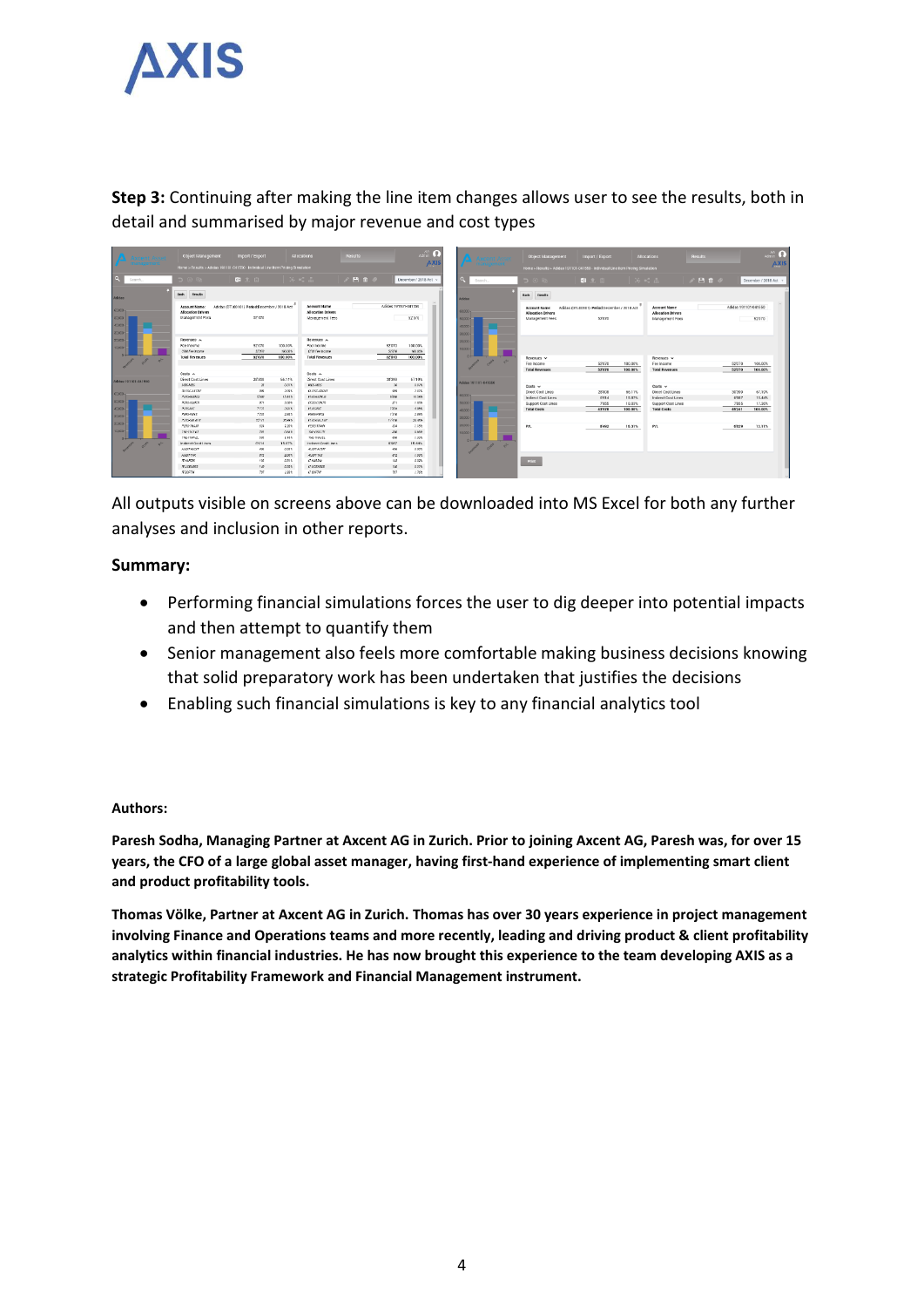**Step 3:** Continuing after making the line item changes allows user to see the results, both in detail and summarised by major revenue and cost types

All outputs visible on screens above can be downloaded into MS Excel for both any further analyses and inclusion in other reports.

**Summary:**

- Performing financial simulations forces the user to dig deeper into potential impacts and then attempt to quantify them
- Senior management also feels more comfortable making business decisions knowing that solid preparatory work has been undertaken that justifies the decisions
- Enabling such financial simulations is key to any financial analytics tool

**Authors:**

**Paresh Sodha, Managing Partner at Axcent AG in Zurich. Prior to joining Axcent AG, Paresh was, for over 15 years, the CFO of a large global asset manager, having first-hand experience of implementing smart client and product profitability tools.**

**Thomas Völke, Partner at Axcent AG in Zurich. Thomas has over 30 years experience in project management involving Finance and Operations teams and more recently, leading and driving product & client profitability analytics within financial industries. He has now brought this experience to the team developing AXIS as a strategic Profitability Framework and Financial Management instrument.**